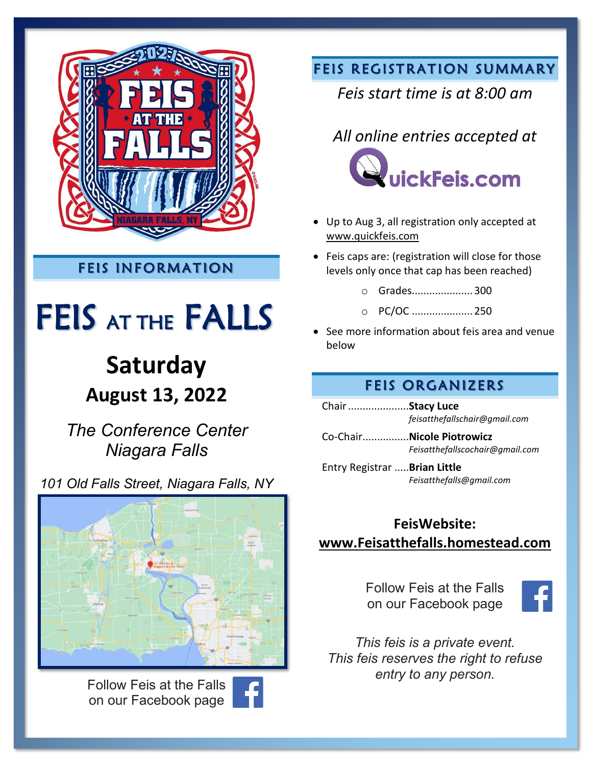## FEIS INFORMATION

# FEIS AT THE FALLS

## Saturday

### August 13, 2022

*The Conference Center Niagara Falls*

*101 Old Falls Street, Niagara Falls, NY*

Follow Feis at the Falls on our Facebook page

## FEIS REGISTRATION SUMMARY

*Feis start time is at 8:00 am*

*All online entries accepted at* QuickFeis.com

- Up to Aug 3, all registration only accepted at www.quickfeis.com
- Feis caps are: (registration will close for those levels only once that cap has been reached)
  - Grades.................... 300
  - PC/OC .................... 250
- See more information about feis area and venue below

## FEIS ORGANIZERS

Chair ....................**Stacy Luce**
*feisatthefallschair@gmail.com*

Co-Chair................**Nicole Piotrowicz**
*Feisatthefallscochair@gmail.com*

Entry Registrar .....**Brian Little**
*Feisatthefalls@gmail.com*

**FeisWebsite:**
**www.Feisatthefalls.homestead.com**

Follow Feis at the Falls on our Facebook page

*This feis is a private event.*
*This feis reserves the right to refuse entry to any person.*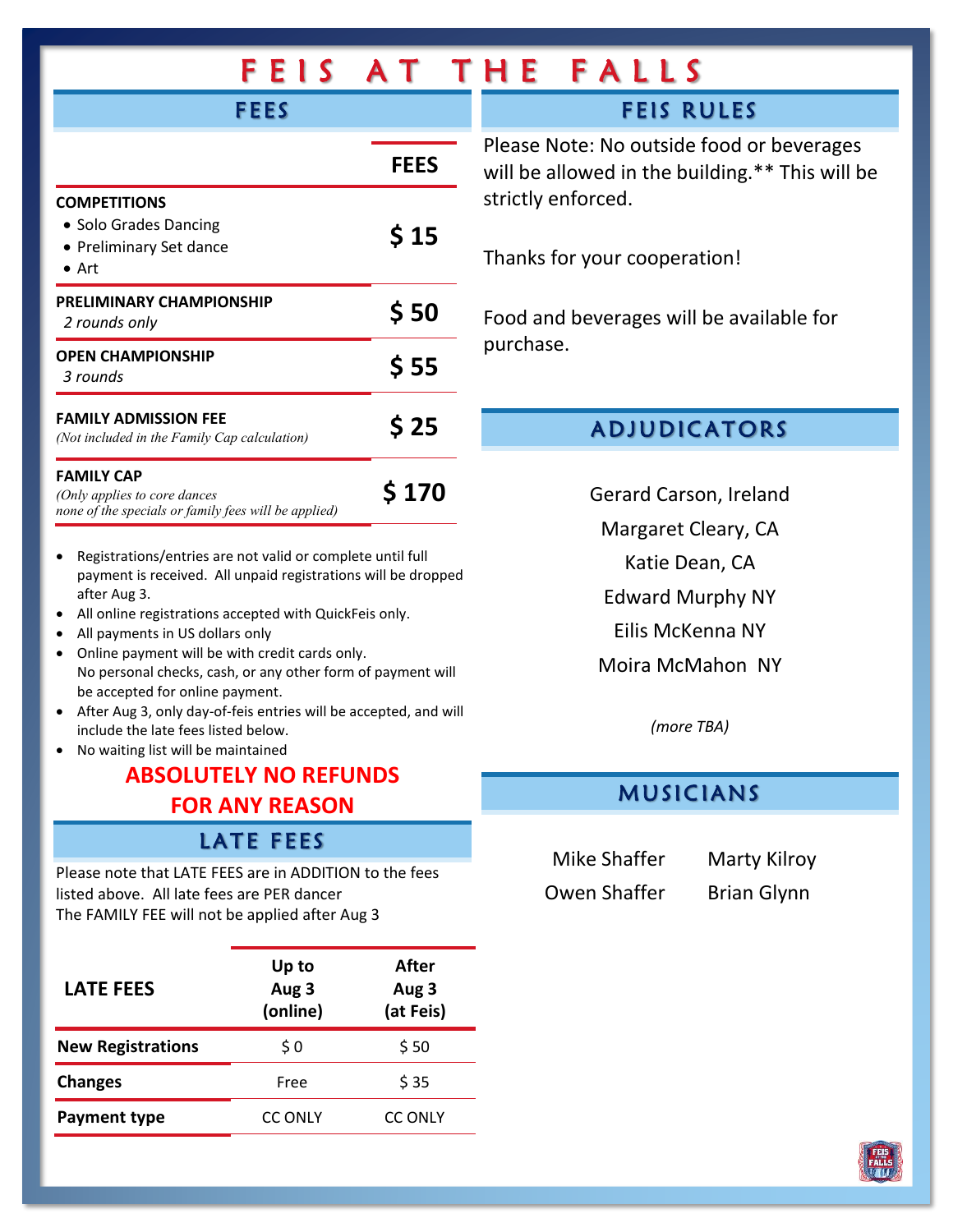# FEIS AT THE FALLS

## FEES

| | FEES |
|---|---|
| **COMPETITIONS**<br>• Solo Grades Dancing<br>• Preliminary Set dance<br>• Art | **$ 15** |
| **PRELIMINARY CHAMPIONSHIP**<br>*2 rounds only* | **$ 50** |
| **OPEN CHAMPIONSHIP**<br>*3 rounds* | **$ 55** |
| **FAMILY ADMISSION FEE**<br>*(Not included in the Family Cap calculation)* | **$ 25** |
| **FAMILY CAP**<br>*(Only applies to core dances none of the specials or family fees will be applied)* | **$ 170** |

- Registrations/entries are not valid or complete until full payment is received. All unpaid registrations will be dropped after Aug 3.
- All online registrations accepted with QuickFeis only.
- All payments in US dollars only
- Online payment will be with credit cards only. No personal checks, cash, or any other form of payment will be accepted for online payment.
- After Aug 3, only day-of-feis entries will be accepted, and will include the late fees listed below.
- No waiting list will be maintained

**ABSOLUTELY NO REFUNDS FOR ANY REASON**

## LATE FEES

Please note that LATE FEES are in ADDITION to the fees listed above. All late fees are PER dancer
The FAMILY FEE will not be applied after Aug 3

| LATE FEES | Up to Aug 3 (online) | After Aug 3 (at Feis) |
|---|---|---|
| **New Registrations** | $ 0 | $ 50 |
| **Changes** | Free | $ 35 |
| **Payment type** | CC ONLY | CC ONLY |

## FEIS RULES

Please Note: No outside food or beverages will be allowed in the building.** This will be strictly enforced.

Thanks for your cooperation!

Food and beverages will be available for purchase.

## ADJUDICATORS

Gerard Carson, Ireland
Margaret Cleary, CA
Katie Dean, CA
Edward Murphy NY
Eilis McKenna NY
Moira McMahon NY

*(more TBA)*

## MUSICIANS

Mike Shaffer
Owen Shaffer
Marty Kilroy
Brian Glynn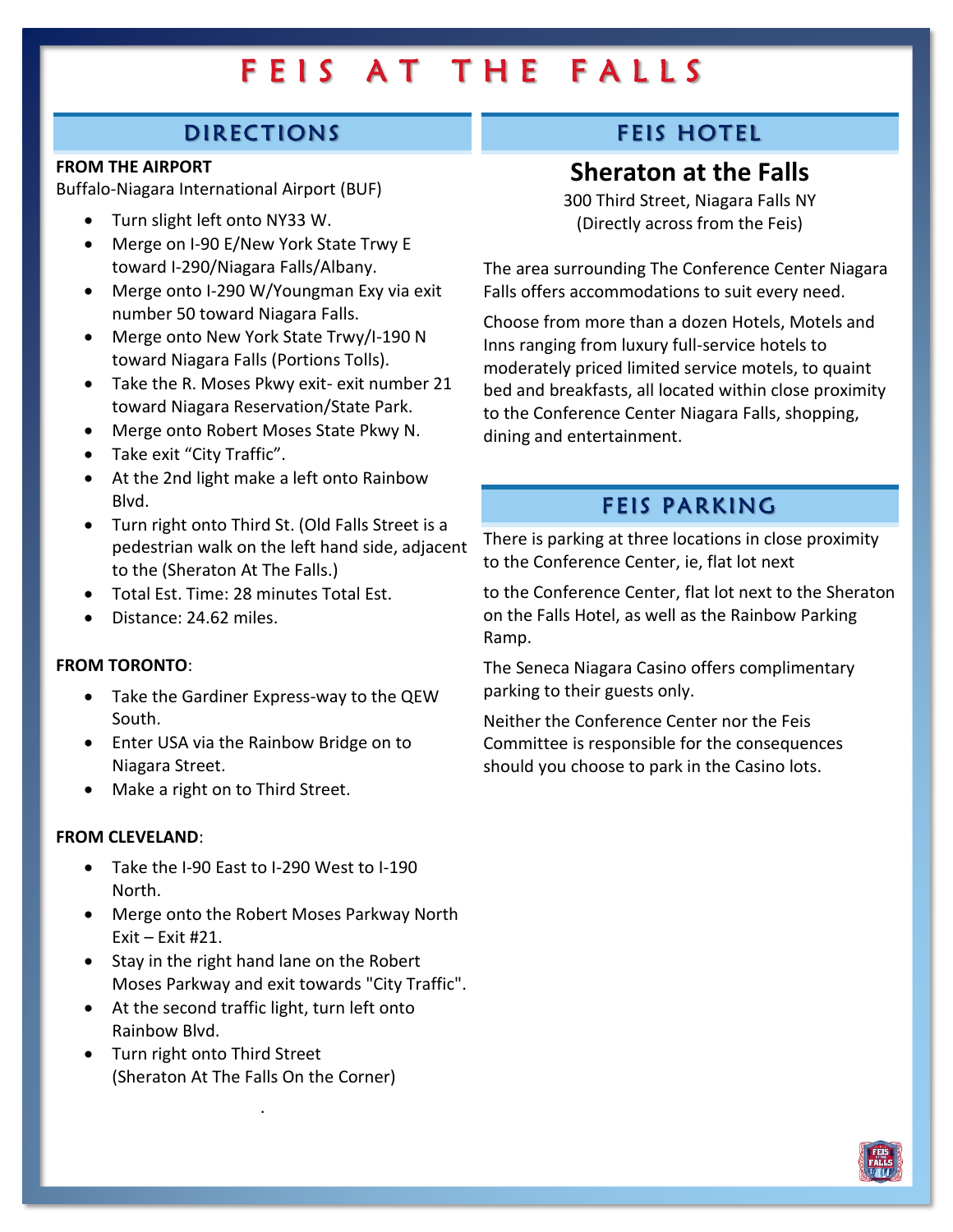# FEIS AT THE FALLS

## DIRECTIONS

**FROM THE AIRPORT**
Buffalo-Niagara International Airport (BUF)

- Turn slight left onto NY33 W.
- Merge on I-90 E/New York State Trwy E toward I-290/Niagara Falls/Albany.
- Merge onto I-290 W/Youngman Exy via exit number 50 toward Niagara Falls.
- Merge onto New York State Trwy/I-190 N toward Niagara Falls (Portions Tolls).
- Take the R. Moses Pkwy exit- exit number 21 toward Niagara Reservation/State Park.
- Merge onto Robert Moses State Pkwy N.
- Take exit "City Traffic".
- At the 2nd light make a left onto Rainbow Blvd.
- Turn right onto Third St. (Old Falls Street is a pedestrian walk on the left hand side, adjacent to the (Sheraton At The Falls.)
- Total Est. Time: 28 minutes Total Est.
- Distance: 24.62 miles.

**FROM TORONTO**:

- Take the Gardiner Express-way to the QEW South.
- Enter USA via the Rainbow Bridge on to Niagara Street.
- Make a right on to Third Street.

**FROM CLEVELAND**:

- Take the I-90 East to I-290 West to I-190 North.
- Merge onto the Robert Moses Parkway North Exit – Exit #21.
- Stay in the right hand lane on the Robert Moses Parkway and exit towards "City Traffic".
- At the second traffic light, turn left onto Rainbow Blvd.
- Turn right onto Third Street (Sheraton At The Falls On the Corner)

.

## FEIS HOTEL

### Sheraton at the Falls

300 Third Street, Niagara Falls NY
(Directly across from the Feis)

The area surrounding The Conference Center Niagara Falls offers accommodations to suit every need.

Choose from more than a dozen Hotels, Motels and Inns ranging from luxury full-service hotels to moderately priced limited service motels, to quaint bed and breakfasts, all located within close proximity to the Conference Center Niagara Falls, shopping, dining and entertainment.

## FEIS PARKING

There is parking at three locations in close proximity to the Conference Center, ie, flat lot next

to the Conference Center, flat lot next to the Sheraton on the Falls Hotel, as well as the Rainbow Parking Ramp.

The Seneca Niagara Casino offers complimentary parking to their guests only.

Neither the Conference Center nor the Feis Committee is responsible for the consequences should you choose to park in the Casino lots.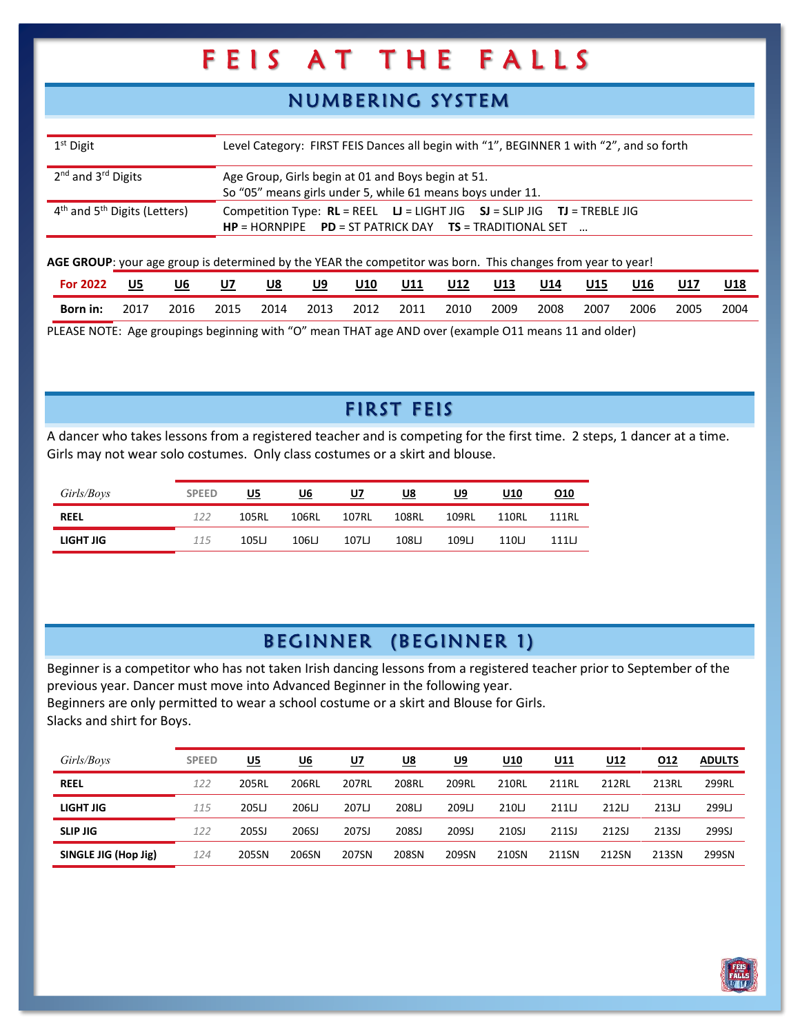# FEIS AT THE FALLS

## NUMBERING SYSTEM

| | |
|---|---|
| 1st Digit | Level Category: FIRST FEIS Dances all begin with "1", BEGINNER 1 with "2", and so forth |
| 2nd and 3rd Digits | Age Group, Girls begin at 01 and Boys begin at 51. So "05" means girls under 5, while 61 means boys under 11. |
| 4th and 5th Digits (Letters) | Competition Type: **RL** = REEL **LJ** = LIGHT JIG **SJ** = SLIP JIG **TJ** = TREBLE JIG **HP** = HORNPIPE **PD** = ST PATRICK DAY **TS** = TRADITIONAL SET … |

**AGE GROUP**: your age group is determined by the YEAR the competitor was born. This changes from year to year!

| For 2022 | U5 | U6 | U7 | U8 | U9 | U10 | U11 | U12 | U13 | U14 | U15 | U16 | U17 | U18 |
|---|---|---|---|---|---|---|---|---|---|---|---|---|---|---|
| **Born in:** | 2017 | 2016 | 2015 | 2014 | 2013 | 2012 | 2011 | 2010 | 2009 | 2008 | 2007 | 2006 | 2005 | 2004 |

PLEASE NOTE: Age groupings beginning with "O" mean THAT age AND over (example O11 means 11 and older)

## FIRST FEIS

A dancer who takes lessons from a registered teacher and is competing for the first time. 2 steps, 1 dancer at a time. Girls may not wear solo costumes. Only class costumes or a skirt and blouse.

| *Girls/Boys* | SPEED | U5 | U6 | U7 | U8 | U9 | U10 | O10 |
|---|---|---|---|---|---|---|---|---|
| **REEL** | *122* | 105RL | 106RL | 107RL | 108RL | 109RL | 110RL | 111RL |
| **LIGHT JIG** | *115* | 105LJ | 106LJ | 107LJ | 108LJ | 109LJ | 110LJ | 111LJ |

## BEGINNER (BEGINNER 1)

Beginner is a competitor who has not taken Irish dancing lessons from a registered teacher prior to September of the previous year. Dancer must move into Advanced Beginner in the following year.
Beginners are only permitted to wear a school costume or a skirt and Blouse for Girls.
Slacks and shirt for Boys.

| *Girls/Boys* | SPEED | U5 | U6 | U7 | U8 | U9 | U10 | U11 | U12 | O12 | ADULTS |
|---|---|---|---|---|---|---|---|---|---|---|---|
| **REEL** | *122* | 205RL | 206RL | 207RL | 208RL | 209RL | 210RL | 211RL | 212RL | 213RL | 299RL |
| **LIGHT JIG** | *115* | 205LJ | 206LJ | 207LJ | 208LJ | 209LJ | 210LJ | 211LJ | 212LJ | 213LJ | 299LJ |
| **SLIP JIG** | *122* | 205SJ | 206SJ | 207SJ | 208SJ | 209SJ | 210SJ | 211SJ | 212SJ | 213SJ | 299SJ |
| **SINGLE JIG (Hop Jig)** | *124* | 205SN | 206SN | 207SN | 208SN | 209SN | 210SN | 211SN | 212SN | 213SN | 299SN |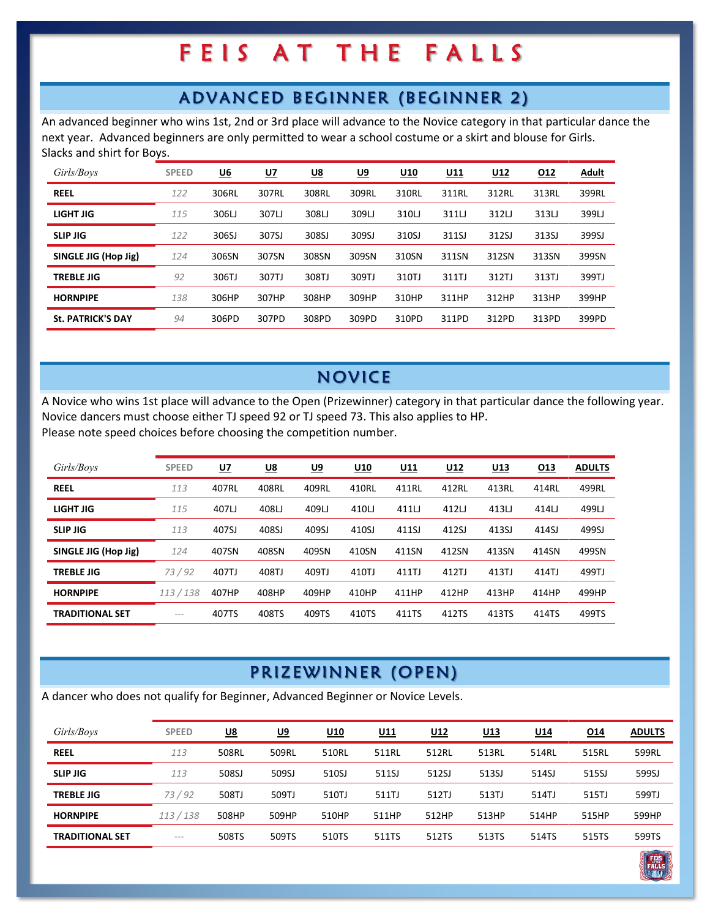# FEIS AT THE FALLS

## ADVANCED BEGINNER (BEGINNER 2)

An advanced beginner who wins 1st, 2nd or 3rd place will advance to the Novice category in that particular dance the next year. Advanced beginners are only permitted to wear a school costume or a skirt and blouse for Girls. Slacks and shirt for Boys.

| Girls/Boys | SPEED | U6 | U7 | U8 | U9 | U10 | U11 | U12 | O12 | Adult |
|---|---|---|---|---|---|---|---|---|---|---|
| REEL | 122 | 306RL | 307RL | 308RL | 309RL | 310RL | 311RL | 312RL | 313RL | 399RL |
| LIGHT JIG | 115 | 306LJ | 307LJ | 308LJ | 309LJ | 310LJ | 311LJ | 312LJ | 313LJ | 399LJ |
| SLIP JIG | 122 | 306SJ | 307SJ | 308SJ | 309SJ | 310SJ | 311SJ | 312SJ | 313SJ | 399SJ |
| SINGLE JIG (Hop Jig) | 124 | 306SN | 307SN | 308SN | 309SN | 310SN | 311SN | 312SN | 313SN | 399SN |
| TREBLE JIG | 92 | 306TJ | 307TJ | 308TJ | 309TJ | 310TJ | 311TJ | 312TJ | 313TJ | 399TJ |
| HORNPIPE | 138 | 306HP | 307HP | 308HP | 309HP | 310HP | 311HP | 312HP | 313HP | 399HP |
| St. PATRICK'S DAY | 94 | 306PD | 307PD | 308PD | 309PD | 310PD | 311PD | 312PD | 313PD | 399PD |

## NOVICE

A Novice who wins 1st place will advance to the Open (Prizewinner) category in that particular dance the following year. Novice dancers must choose either TJ speed 92 or TJ speed 73. This also applies to HP.
Please note speed choices before choosing the competition number.

| Girls/Boys | SPEED | U7 | U8 | U9 | U10 | U11 | U12 | U13 | O13 | ADULTS |
|---|---|---|---|---|---|---|---|---|---|---|
| REEL | 113 | 407RL | 408RL | 409RL | 410RL | 411RL | 412RL | 413RL | 414RL | 499RL |
| LIGHT JIG | 115 | 407LJ | 408LJ | 409LJ | 410LJ | 411LJ | 412LJ | 413LJ | 414LJ | 499LJ |
| SLIP JIG | 113 | 407SJ | 408SJ | 409SJ | 410SJ | 411SJ | 412SJ | 413SJ | 414SJ | 499SJ |
| SINGLE JIG (Hop Jig) | 124 | 407SN | 408SN | 409SN | 410SN | 411SN | 412SN | 413SN | 414SN | 499SN |
| TREBLE JIG | 73 / 92 | 407TJ | 408TJ | 409TJ | 410TJ | 411TJ | 412TJ | 413TJ | 414TJ | 499TJ |
| HORNPIPE | 113 / 138 | 407HP | 408HP | 409HP | 410HP | 411HP | 412HP | 413HP | 414HP | 499HP |
| TRADITIONAL SET | --- | 407TS | 408TS | 409TS | 410TS | 411TS | 412TS | 413TS | 414TS | 499TS |

## PRIZEWINNER (OPEN)

A dancer who does not qualify for Beginner, Advanced Beginner or Novice Levels.

| Girls/Boys | SPEED | U8 | U9 | U10 | U11 | U12 | U13 | U14 | O14 | ADULTS |
|---|---|---|---|---|---|---|---|---|---|---|
| REEL | 113 | 508RL | 509RL | 510RL | 511RL | 512RL | 513RL | 514RL | 515RL | 599RL |
| SLIP JIG | 113 | 508SJ | 509SJ | 510SJ | 511SJ | 512SJ | 513SJ | 514SJ | 515SJ | 599SJ |
| TREBLE JIG | 73 / 92 | 508TJ | 509TJ | 510TJ | 511TJ | 512TJ | 513TJ | 514TJ | 515TJ | 599TJ |
| HORNPIPE | 113 / 138 | 508HP | 509HP | 510HP | 511HP | 512HP | 513HP | 514HP | 515HP | 599HP |
| TRADITIONAL SET | --- | 508TS | 509TS | 510TS | 511TS | 512TS | 513TS | 514TS | 515TS | 599TS |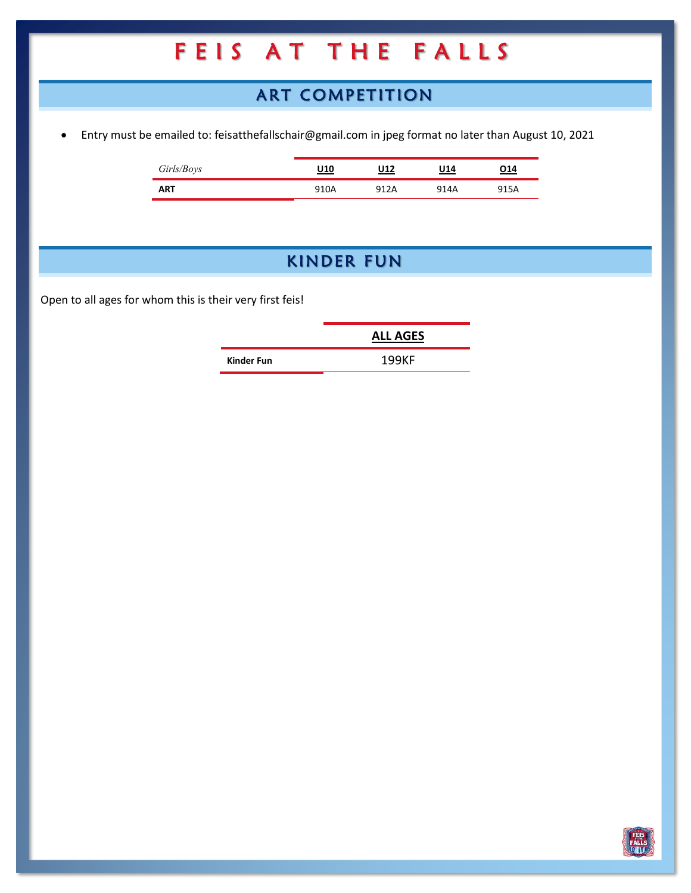# FEIS AT THE FALLS

## ART COMPETITION

- Entry must be emailed to: feisatthefallschair@gmail.com in jpeg format no later than August 10, 2021

| *Girls/Boys* | U10 | U12 | U14 | O14 |
|---|---|---|---|---|
| **ART** | 910A | 912A | 914A | 915A |

## KINDER FUN

Open to all ages for whom this is their very first feis!

| | ALL AGES |
|---|---|
| **Kinder Fun** | 199KF |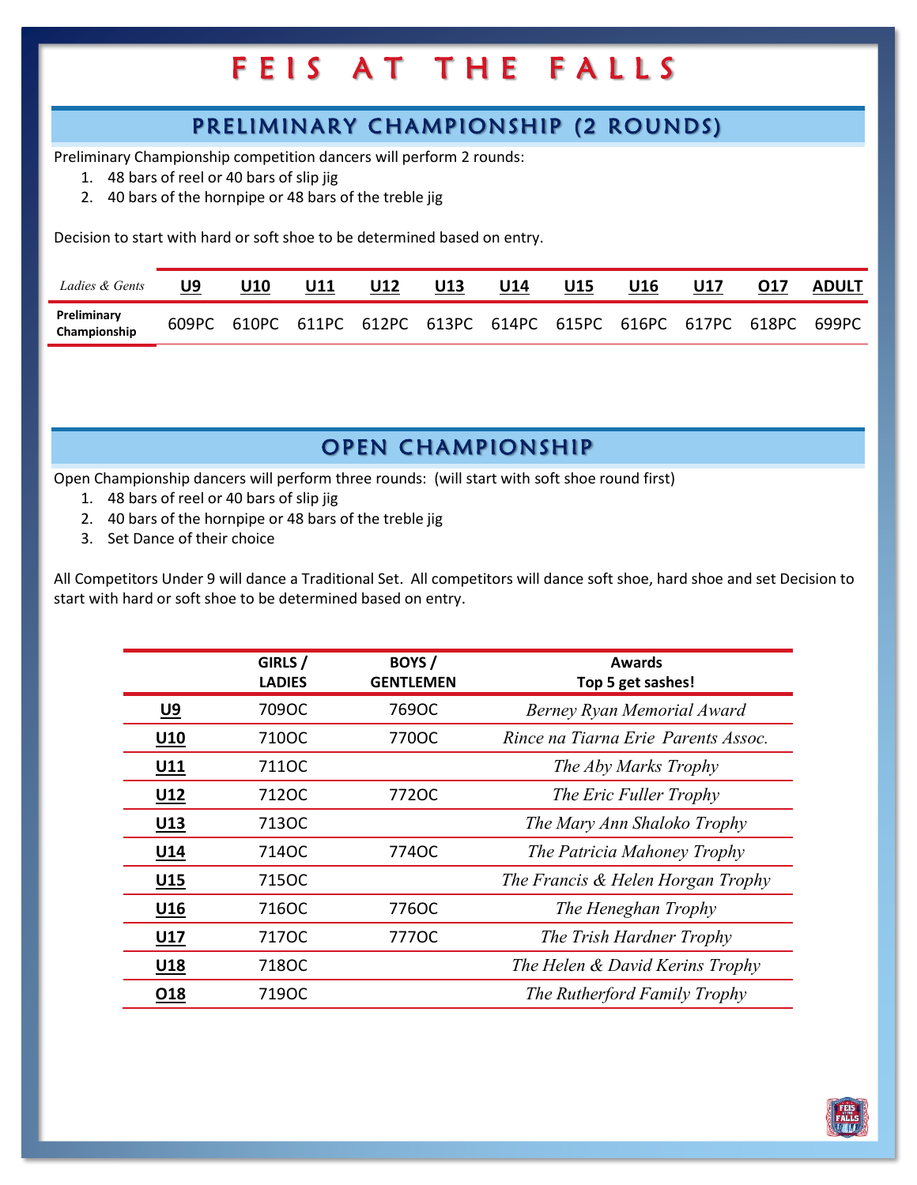# FEIS AT THE FALLS

## PRELIMINARY CHAMPIONSHIP (2 ROUNDS)

Preliminary Championship competition dancers will perform 2 rounds:

1. 48 bars of reel or 40 bars of slip jig
2. 40 bars of the hornpipe or 48 bars of the treble jig

Decision to start with hard or soft shoe to be determined based on entry.

| *Ladies & Gents* | U9 | U10 | U11 | U12 | U13 | U14 | U15 | U16 | U17 | O17 | ADULT |
|---|---|---|---|---|---|---|---|---|---|---|---|
| **Preliminary Championship** | 609PC | 610PC | 611PC | 612PC | 613PC | 614PC | 615PC | 616PC | 617PC | 618PC | 699PC |

## OPEN CHAMPIONSHIP

Open Championship dancers will perform three rounds: (will start with soft shoe round first)

1. 48 bars of reel or 40 bars of slip jig
2. 40 bars of the hornpipe or 48 bars of the treble jig
3. Set Dance of their choice

All Competitors Under 9 will dance a Traditional Set. All competitors will dance soft shoe, hard shoe and set Decision to start with hard or soft shoe to be determined based on entry.

| | GIRLS / LADIES | BOYS / GENTLEMEN | Awards Top 5 get sashes! |
|---|---|---|---|
| **U9** | 709OC | 769OC | *Berney Ryan Memorial Award* |
| **U10** | 710OC | 770OC | *Rince na Tiarna Erie Parents Assoc.* |
| **U11** | 711OC | | *The Aby Marks Trophy* |
| **U12** | 712OC | 772OC | *The Eric Fuller Trophy* |
| **U13** | 713OC | | *The Mary Ann Shaloko Trophy* |
| **U14** | 714OC | 774OC | *The Patricia Mahoney Trophy* |
| **U15** | 715OC | | *The Francis & Helen Horgan Trophy* |
| **U16** | 716OC | 776OC | *The Heneghan Trophy* |
| **U17** | 717OC | 777OC | *The Trish Hardner Trophy* |
| **U18** | 718OC | | *The Helen & David Kerins Trophy* |
| **O18** | 719OC | | *The Rutherford Family Trophy* |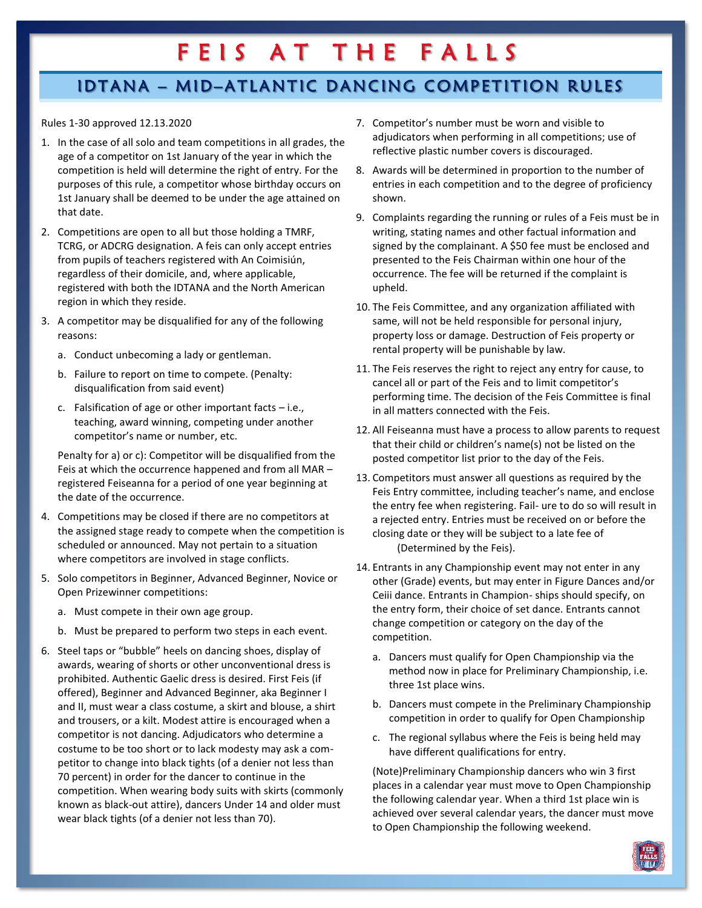# FEIS AT THE FALLS

## IDTANA – MID-ATLANTIC DANCING COMPETITION RULES

Rules 1-30 approved 12.13.2020

1. In the case of all solo and team competitions in all grades, the age of a competitor on 1st January of the year in which the competition is held will determine the right of entry. For the purposes of this rule, a competitor whose birthday occurs on 1st January shall be deemed to be under the age attained on that date.

2. Competitions are open to all but those holding a TMRF, TCRG, or ADCRG designation. A feis can only accept entries from pupils of teachers registered with An Coimisiún, regardless of their domicile, and, where applicable, registered with both the IDTANA and the North American region in which they reside.

3. A competitor may be disqualified for any of the following reasons:

   a. Conduct unbecoming a lady or gentleman.

   b. Failure to report on time to compete. (Penalty: disqualification from said event)

   c. Falsification of age or other important facts – i.e., teaching, award winning, competing under another competitor's name or number, etc.

   Penalty for a) or c): Competitor will be disqualified from the Feis at which the occurrence happened and from all MAR – registered Feiseanna for a period of one year beginning at the date of the occurrence.

4. Competitions may be closed if there are no competitors at the assigned stage ready to compete when the competition is scheduled or announced. May not pertain to a situation where competitors are involved in stage conflicts.

5. Solo competitors in Beginner, Advanced Beginner, Novice or Open Prizewinner competitions:

   a. Must compete in their own age group.

   b. Must be prepared to perform two steps in each event.

6. Steel taps or "bubble" heels on dancing shoes, display of awards, wearing of shorts or other unconventional dress is prohibited. Authentic Gaelic dress is desired. First Feis (if offered), Beginner and Advanced Beginner, aka Beginner I and II, must wear a class costume, a skirt and blouse, a shirt and trousers, or a kilt. Modest attire is encouraged when a competitor is not dancing. Adjudicators who determine a costume to be too short or to lack modesty may ask a competitor to change into black tights (of a denier not less than 70 percent) in order for the dancer to continue in the competition. When wearing body suits with skirts (commonly known as black-out attire), dancers Under 14 and older must wear black tights (of a denier not less than 70).

7. Competitor's number must be worn and visible to adjudicators when performing in all competitions; use of reflective plastic number covers is discouraged.

8. Awards will be determined in proportion to the number of entries in each competition and to the degree of proficiency shown.

9. Complaints regarding the running or rules of a Feis must be in writing, stating names and other factual information and signed by the complainant. A $50 fee must be enclosed and presented to the Feis Chairman within one hour of the occurrence. The fee will be returned if the complaint is upheld.

10. The Feis Committee, and any organization affiliated with same, will not be held responsible for personal injury, property loss or damage. Destruction of Feis property or rental property will be punishable by law.

11. The Feis reserves the right to reject any entry for cause, to cancel all or part of the Feis and to limit competitor's performing time. The decision of the Feis Committee is final in all matters connected with the Feis.

12. All Feiseanna must have a process to allow parents to request that their child or children's name(s) not be listed on the posted competitor list prior to the day of the Feis.

13. Competitors must answer all questions as required by the Feis Entry committee, including teacher's name, and enclose the entry fee when registering. Fail- ure to do so will result in a rejected entry. Entries must be received on or before the closing date or they will be subject to a late fee of (Determined by the Feis).

14. Entrants in any Championship event may not enter in any other (Grade) events, but may enter in Figure Dances and/or Ceiii dance. Entrants in Champion- ships should specify, on the entry form, their choice of set dance. Entrants cannot change competition or category on the day of the competition.

   a. Dancers must qualify for Open Championship via the method now in place for Preliminary Championship, i.e. three 1st place wins.

   b. Dancers must compete in the Preliminary Championship competition in order to qualify for Open Championship

   c. The regional syllabus where the Feis is being held may have different qualifications for entry.

   (Note)Preliminary Championship dancers who win 3 first places in a calendar year must move to Open Championship the following calendar year. When a third 1st place win is achieved over several calendar years, the dancer must move to Open Championship the following weekend.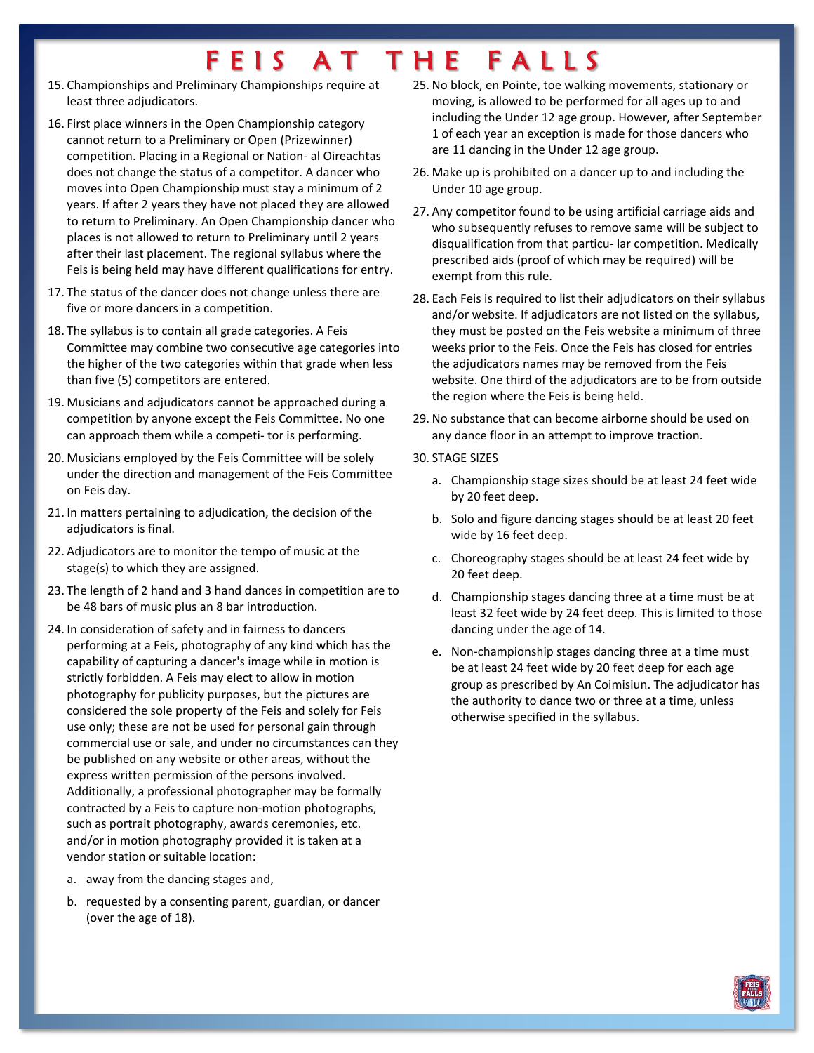# FEIS AT THE FALLS

15. Championships and Preliminary Championships require at least three adjudicators.

16. First place winners in the Open Championship category cannot return to a Preliminary or Open (Prizewinner) competition. Placing in a Regional or Nation- al Oireachtas does not change the status of a competitor. A dancer who moves into Open Championship must stay a minimum of 2 years. If after 2 years they have not placed they are allowed to return to Preliminary. An Open Championship dancer who places is not allowed to return to Preliminary until 2 years after their last placement. The regional syllabus where the Feis is being held may have different qualifications for entry.

17. The status of the dancer does not change unless there are five or more dancers in a competition.

18. The syllabus is to contain all grade categories. A Feis Committee may combine two consecutive age categories into the higher of the two categories within that grade when less than five (5) competitors are entered.

19. Musicians and adjudicators cannot be approached during a competition by anyone except the Feis Committee. No one can approach them while a competi- tor is performing.

20. Musicians employed by the Feis Committee will be solely under the direction and management of the Feis Committee on Feis day.

21. In matters pertaining to adjudication, the decision of the adjudicators is final.

22. Adjudicators are to monitor the tempo of music at the stage(s) to which they are assigned.

23. The length of 2 hand and 3 hand dances in competition are to be 48 bars of music plus an 8 bar introduction.

24. In consideration of safety and in fairness to dancers performing at a Feis, photography of any kind which has the capability of capturing a dancer's image while in motion is strictly forbidden. A Feis may elect to allow in motion photography for publicity purposes, but the pictures are considered the sole property of the Feis and solely for Feis use only; these are not be used for personal gain through commercial use or sale, and under no circumstances can they be published on any website or other areas, without the express written permission of the persons involved. Additionally, a professional photographer may be formally contracted by a Feis to capture non-motion photographs, such as portrait photography, awards ceremonies, etc. and/or in motion photography provided it is taken at a vendor station or suitable location:

    a. away from the dancing stages and,

    b. requested by a consenting parent, guardian, or dancer (over the age of 18).

25. No block, en Pointe, toe walking movements, stationary or moving, is allowed to be performed for all ages up to and including the Under 12 age group. However, after September 1 of each year an exception is made for those dancers who are 11 dancing in the Under 12 age group.

26. Make up is prohibited on a dancer up to and including the Under 10 age group.

27. Any competitor found to be using artificial carriage aids and who subsequently refuses to remove same will be subject to disqualification from that particu- lar competition. Medically prescribed aids (proof of which may be required) will be exempt from this rule.

28. Each Feis is required to list their adjudicators on their syllabus and/or website. If adjudicators are not listed on the syllabus, they must be posted on the Feis website a minimum of three weeks prior to the Feis. Once the Feis has closed for entries the adjudicators names may be removed from the Feis website. One third of the adjudicators are to be from outside the region where the Feis is being held.

29. No substance that can become airborne should be used on any dance floor in an attempt to improve traction.

30. STAGE SIZES

    a. Championship stage sizes should be at least 24 feet wide by 20 feet deep.

    b. Solo and figure dancing stages should be at least 20 feet wide by 16 feet deep.

    c. Choreography stages should be at least 24 feet wide by 20 feet deep.

    d. Championship stages dancing three at a time must be at least 32 feet wide by 24 feet deep. This is limited to those dancing under the age of 14.

    e. Non-championship stages dancing three at a time must be at least 24 feet wide by 20 feet deep for each age group as prescribed by An Coimisiun. The adjudicator has the authority to dance two or three at a time, unless otherwise specified in the syllabus.